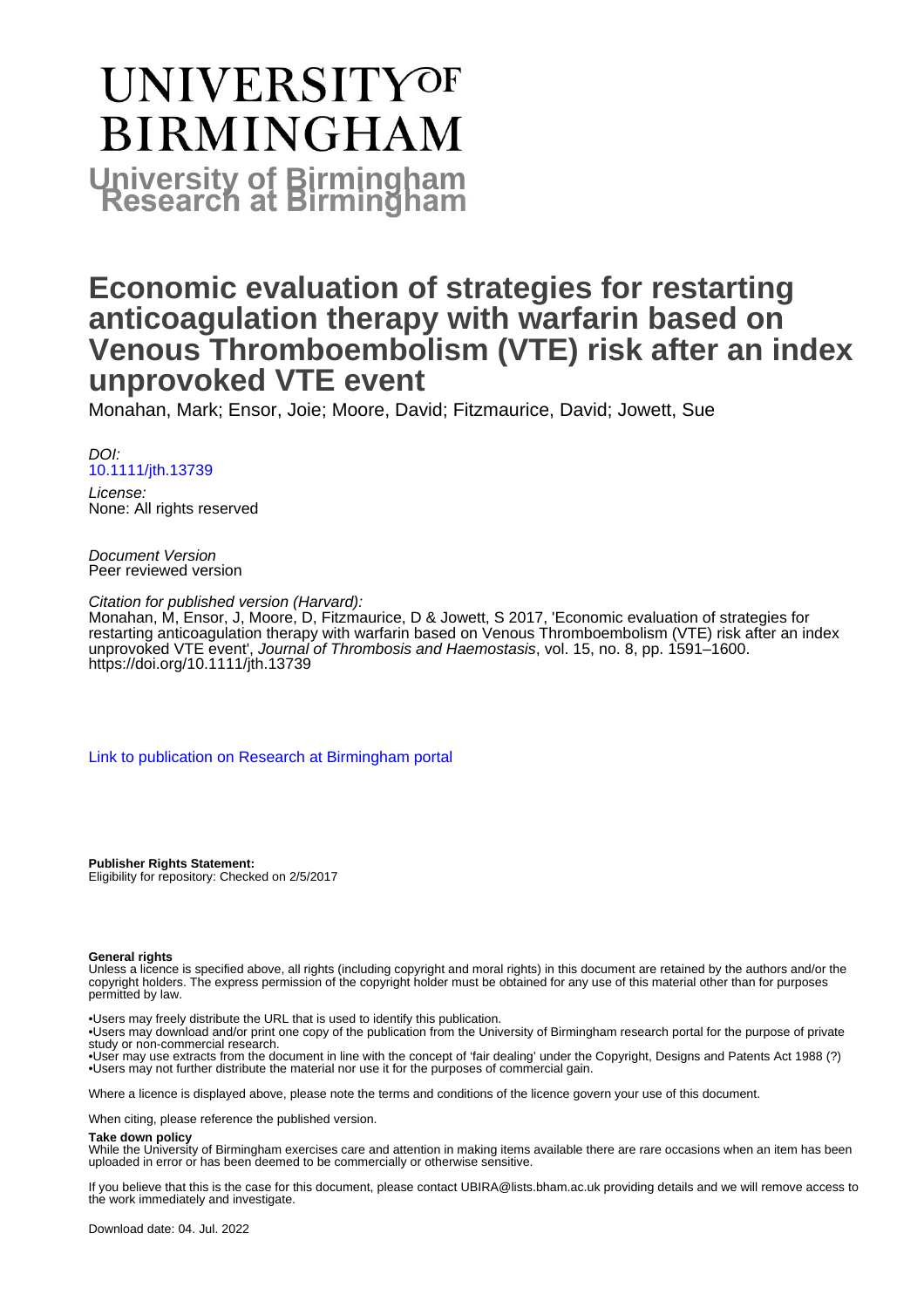# UNIVERSITY OF BIRMINGHAM

## University of Birmingham Research at Birmingham

# Economic evaluation of strategies for restarting anticoagulation therapy with warfarin based on Venous Thromboembolism (VTE) risk after an index unprovoked VTE event

Monahan, Mark; Ensor, Joie; Moore, David; Fitzmaurice, David; Jowett, Sue

*DOI:*
[10.1111/jth.13739](https://doi.org/10.1111/jth.13739)

*License:*
None: All rights reserved

*Document Version*
Peer reviewed version

*Citation for published version (Harvard):*
Monahan, M, Ensor, J, Moore, D, Fitzmaurice, D & Jowett, S 2017, 'Economic evaluation of strategies for restarting anticoagulation therapy with warfarin based on Venous Thromboembolism (VTE) risk after an index unprovoked VTE event', *Journal of Thrombosis and Haemostasis*, vol. 15, no. 8, pp. 1591–1600. https://doi.org/10.1111/jth.13739

[Link to publication on Research at Birmingham portal]

**Publisher Rights Statement:**
Eligibility for repository: Checked on 2/5/2017

**General rights**
Unless a licence is specified above, all rights (including copyright and moral rights) in this document are retained by the authors and/or the copyright holders. The express permission of the copyright holder must be obtained for any use of this material other than for purposes permitted by law.

•Users may freely distribute the URL that is used to identify this publication.
•Users may download and/or print one copy of the publication from the University of Birmingham research portal for the purpose of private study or non-commercial research.
•User may use extracts from the document in line with the concept of 'fair dealing' under the Copyright, Designs and Patents Act 1988 (?)
•Users may not further distribute the material nor use it for the purposes of commercial gain.

Where a licence is displayed above, please note the terms and conditions of the licence govern your use of this document.

When citing, please reference the published version.

**Take down policy**
While the University of Birmingham exercises care and attention in making items available there are rare occasions when an item has been uploaded in error or has been deemed to be commercially or otherwise sensitive.

If you believe that this is the case for this document, please contact UBIRA@lists.bham.ac.uk providing details and we will remove access to the work immediately and investigate.

Download date: 04. Jul. 2022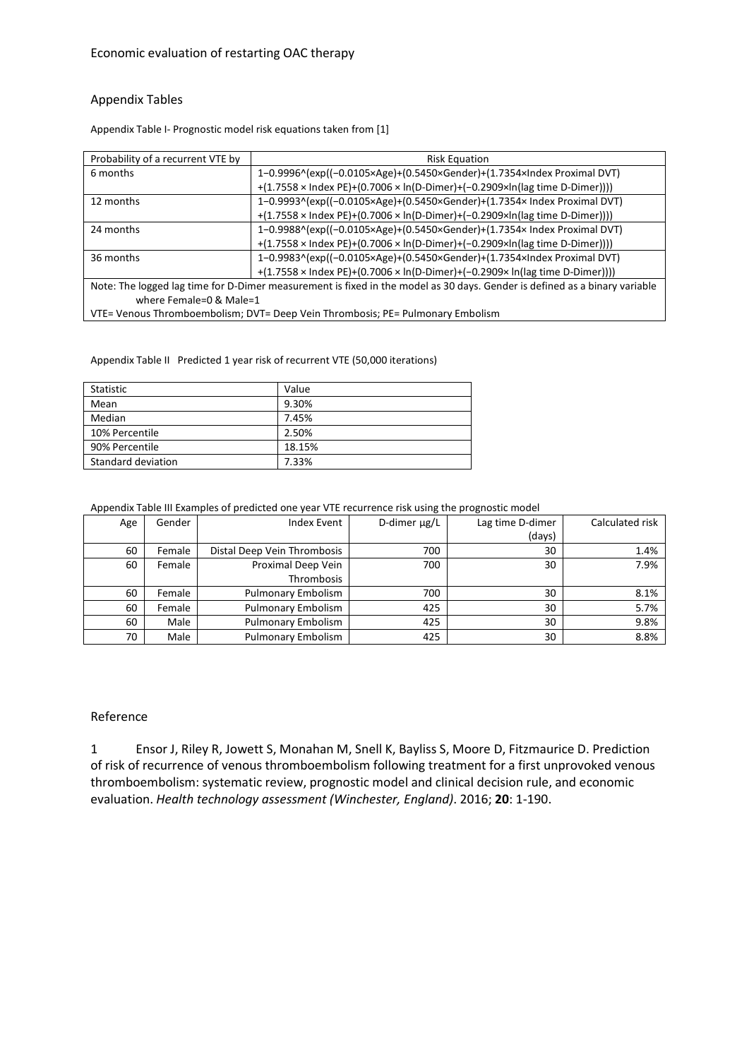Economic evaluation of restarting OAC therapy

## Appendix Tables

Appendix Table I- Prognostic model risk equations taken from [1]

| Probability of a recurrent VTE by | Risk Equation |
|---|---|
| 6 months | 1−0.9996^(exp((−0.0105×Age)+(0.5450×Gender)+(1.7354×Index Proximal DVT) +(1.7558 × Index PE)+(0.7006 × ln(D-Dimer)+(−0.2909×ln(lag time D-Dimer)))) |
| 12 months | 1−0.9993^(exp((−0.0105×Age)+(0.5450×Gender)+(1.7354× Index Proximal DVT) +(1.7558 × Index PE)+(0.7006 × ln(D-Dimer)+(−0.2909×ln(lag time D-Dimer)))) |
| 24 months | 1−0.9988^(exp((−0.0105×Age)+(0.5450×Gender)+(1.7354× Index Proximal DVT) +(1.7558 × Index PE)+(0.7006 × ln(D-Dimer)+(−0.2909×ln(lag time D-Dimer)))) |
| 36 months | 1−0.9983^(exp((−0.0105×Age)+(0.5450×Gender)+(1.7354×Index Proximal DVT) +(1.7558 × Index PE)+(0.7006 × ln(D-Dimer)+(−0.2909× ln(lag time D-Dimer)))) |

Note: The logged lag time for D-Dimer measurement is fixed in the model as 30 days. Gender is defined as a binary variable where Female=0 & Male=1

VTE= Venous Thromboembolism; DVT= Deep Vein Thrombosis; PE= Pulmonary Embolism

Appendix Table II Predicted 1 year risk of recurrent VTE (50,000 iterations)

| Statistic | Value |
|---|---|
| Mean | 9.30% |
| Median | 7.45% |
| 10% Percentile | 2.50% |
| 90% Percentile | 18.15% |
| Standard deviation | 7.33% |

Appendix Table III Examples of predicted one year VTE recurrence risk using the prognostic model

| Age | Gender | Index Event | D-dimer µg/L | Lag time D-dimer (days) | Calculated risk |
|---|---|---|---|---|---|
| 60 | Female | Distal Deep Vein Thrombosis | 700 | 30 | 1.4% |
| 60 | Female | Proximal Deep Vein Thrombosis | 700 | 30 | 7.9% |
| 60 | Female | Pulmonary Embolism | 700 | 30 | 8.1% |
| 60 | Female | Pulmonary Embolism | 425 | 30 | 5.7% |
| 60 | Male | Pulmonary Embolism | 425 | 30 | 9.8% |
| 70 | Male | Pulmonary Embolism | 425 | 30 | 8.8% |

## Reference

1 Ensor J, Riley R, Jowett S, Monahan M, Snell K, Bayliss S, Moore D, Fitzmaurice D. Prediction of risk of recurrence of venous thromboembolism following treatment for a first unprovoked venous thromboembolism: systematic review, prognostic model and clinical decision rule, and economic evaluation. *Health technology assessment (Winchester, England)*. 2016; **20**: 1-190.